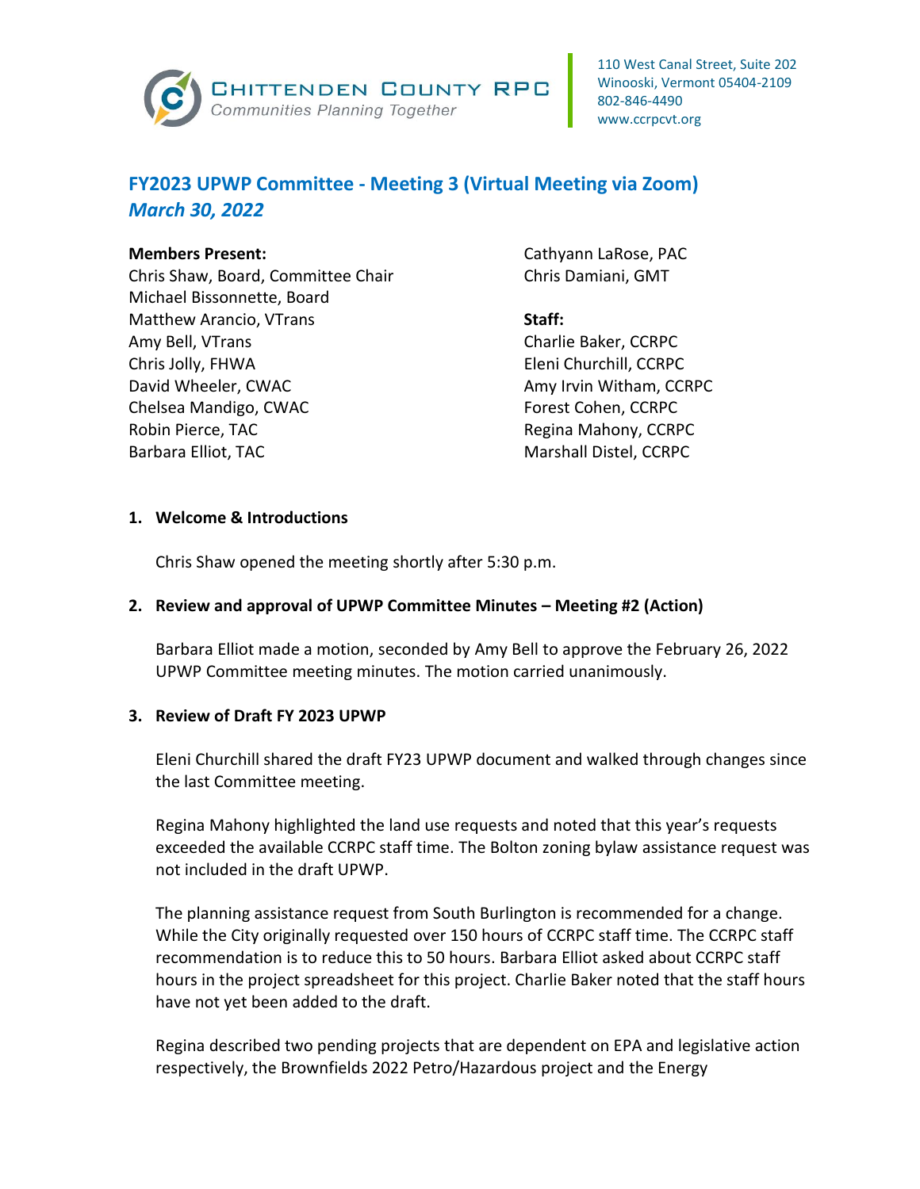Chittenden County RPC
Communities Planning Together

110 West Canal Street, Suite 202
Winooski, Vermont 05404-2109
802-846-4490
www.ccrpcvt.org

# FY2023 UPWP Committee - Meeting 3 (Virtual Meeting via Zoom)
## *March 30, 2022*

**Members Present:**
Chris Shaw, Board, Committee Chair
Michael Bissonnette, Board
Matthew Arancio, VTrans
Amy Bell, VTrans
Chris Jolly, FHWA
David Wheeler, CWAC
Chelsea Mandigo, CWAC
Robin Pierce, TAC
Barbara Elliot, TAC
Cathyann LaRose, PAC
Chris Damiani, GMT

**Staff:**
Charlie Baker, CCRPC
Eleni Churchill, CCRPC
Amy Irvin Witham, CCRPC
Forest Cohen, CCRPC
Regina Mahony, CCRPC
Marshall Distel, CCRPC

### 1. Welcome & Introductions

Chris Shaw opened the meeting shortly after 5:30 p.m.

### 2. Review and approval of UPWP Committee Minutes – Meeting #2 (Action)

Barbara Elliot made a motion, seconded by Amy Bell to approve the February 26, 2022 UPWP Committee meeting minutes. The motion carried unanimously.

### 3. Review of Draft FY 2023 UPWP

Eleni Churchill shared the draft FY23 UPWP document and walked through changes since the last Committee meeting.

Regina Mahony highlighted the land use requests and noted that this year's requests exceeded the available CCRPC staff time. The Bolton zoning bylaw assistance request was not included in the draft UPWP.

The planning assistance request from South Burlington is recommended for a change. While the City originally requested over 150 hours of CCRPC staff time. The CCRPC staff recommendation is to reduce this to 50 hours. Barbara Elliot asked about CCRPC staff hours in the project spreadsheet for this project. Charlie Baker noted that the staff hours have not yet been added to the draft.

Regina described two pending projects that are dependent on EPA and legislative action respectively, the Brownfields 2022 Petro/Hazardous project and the Energy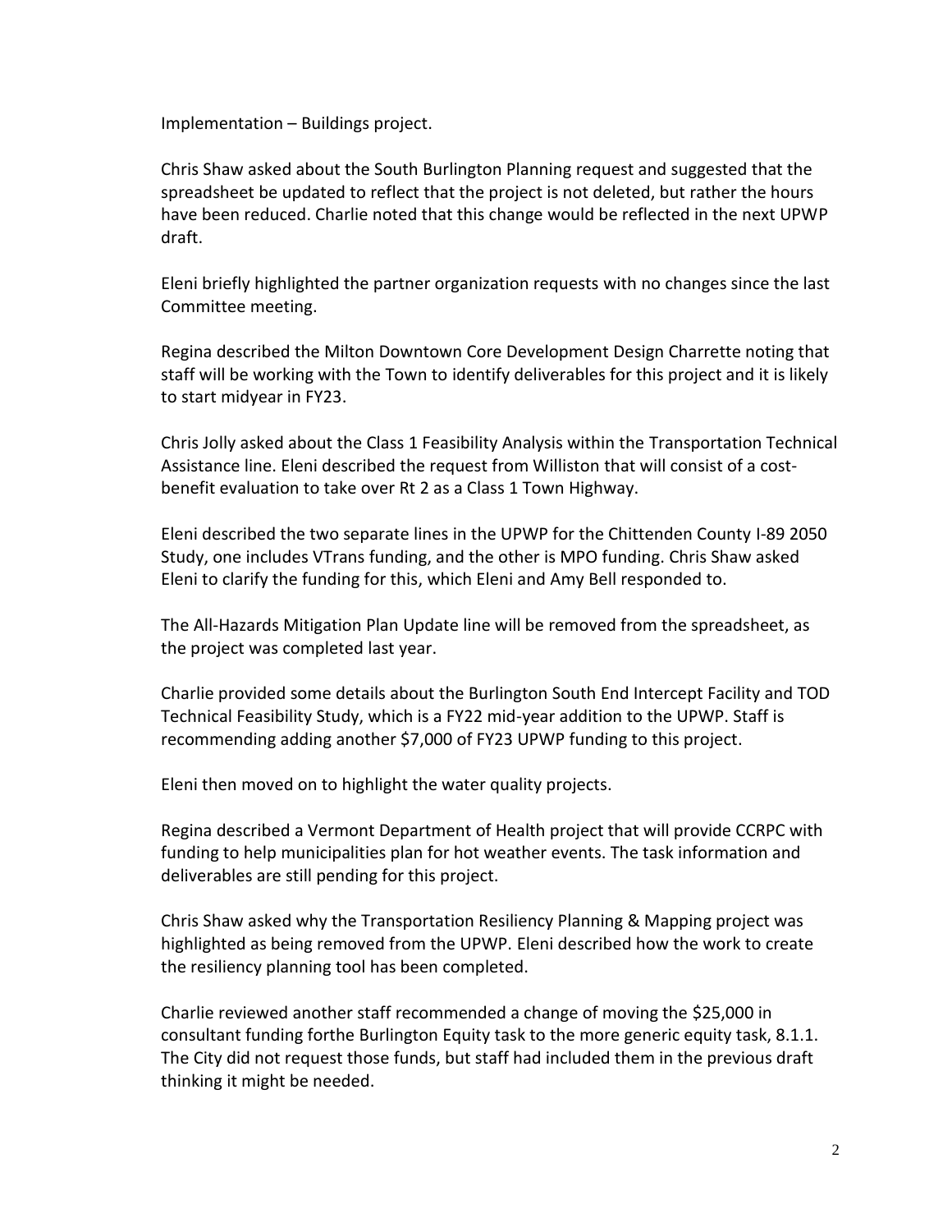Implementation – Buildings project.

Chris Shaw asked about the South Burlington Planning request and suggested that the spreadsheet be updated to reflect that the project is not deleted, but rather the hours have been reduced. Charlie noted that this change would be reflected in the next UPWP draft.

Eleni briefly highlighted the partner organization requests with no changes since the last Committee meeting.

Regina described the Milton Downtown Core Development Design Charrette noting that staff will be working with the Town to identify deliverables for this project and it is likely to start midyear in FY23.

Chris Jolly asked about the Class 1 Feasibility Analysis within the Transportation Technical Assistance line. Eleni described the request from Williston that will consist of a cost-benefit evaluation to take over Rt 2 as a Class 1 Town Highway.

Eleni described the two separate lines in the UPWP for the Chittenden County I-89 2050 Study, one includes VTrans funding, and the other is MPO funding. Chris Shaw asked Eleni to clarify the funding for this, which Eleni and Amy Bell responded to.

The All-Hazards Mitigation Plan Update line will be removed from the spreadsheet, as the project was completed last year.

Charlie provided some details about the Burlington South End Intercept Facility and TOD Technical Feasibility Study, which is a FY22 mid-year addition to the UPWP. Staff is recommending adding another $7,000 of FY23 UPWP funding to this project.

Eleni then moved on to highlight the water quality projects.

Regina described a Vermont Department of Health project that will provide CCRPC with funding to help municipalities plan for hot weather events. The task information and deliverables are still pending for this project.

Chris Shaw asked why the Transportation Resiliency Planning & Mapping project was highlighted as being removed from the UPWP. Eleni described how the work to create the resiliency planning tool has been completed.

Charlie reviewed another staff recommended a change of moving the $25,000 in consultant funding forthe Burlington Equity task to the more generic equity task, 8.1.1. The City did not request those funds, but staff had included them in the previous draft thinking it might be needed.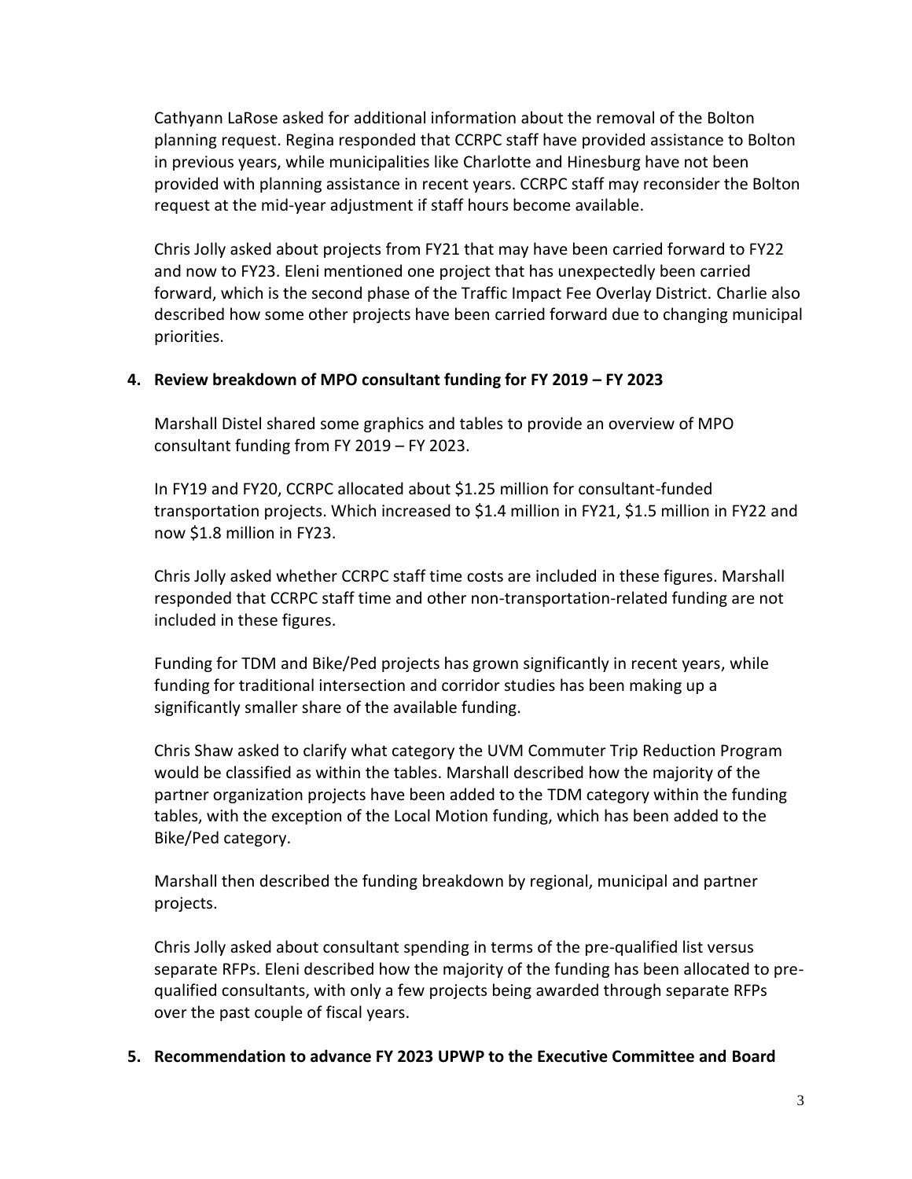Cathyann LaRose asked for additional information about the removal of the Bolton planning request. Regina responded that CCRPC staff have provided assistance to Bolton in previous years, while municipalities like Charlotte and Hinesburg have not been provided with planning assistance in recent years. CCRPC staff may reconsider the Bolton request at the mid-year adjustment if staff hours become available.

Chris Jolly asked about projects from FY21 that may have been carried forward to FY22 and now to FY23. Eleni mentioned one project that has unexpectedly been carried forward, which is the second phase of the Traffic Impact Fee Overlay District. Charlie also described how some other projects have been carried forward due to changing municipal priorities.

**4. Review breakdown of MPO consultant funding for FY 2019 – FY 2023**

Marshall Distel shared some graphics and tables to provide an overview of MPO consultant funding from FY 2019 – FY 2023.

In FY19 and FY20, CCRPC allocated about $1.25 million for consultant-funded transportation projects. Which increased to $1.4 million in FY21, $1.5 million in FY22 and now $1.8 million in FY23.

Chris Jolly asked whether CCRPC staff time costs are included in these figures. Marshall responded that CCRPC staff time and other non-transportation-related funding are not included in these figures.

Funding for TDM and Bike/Ped projects has grown significantly in recent years, while funding for traditional intersection and corridor studies has been making up a significantly smaller share of the available funding.

Chris Shaw asked to clarify what category the UVM Commuter Trip Reduction Program would be classified as within the tables. Marshall described how the majority of the partner organization projects have been added to the TDM category within the funding tables, with the exception of the Local Motion funding, which has been added to the Bike/Ped category.

Marshall then described the funding breakdown by regional, municipal and partner projects.

Chris Jolly asked about consultant spending in terms of the pre-qualified list versus separate RFPs. Eleni described how the majority of the funding has been allocated to pre-qualified consultants, with only a few projects being awarded through separate RFPs over the past couple of fiscal years.

**5. Recommendation to advance FY 2023 UPWP to the Executive Committee and Board**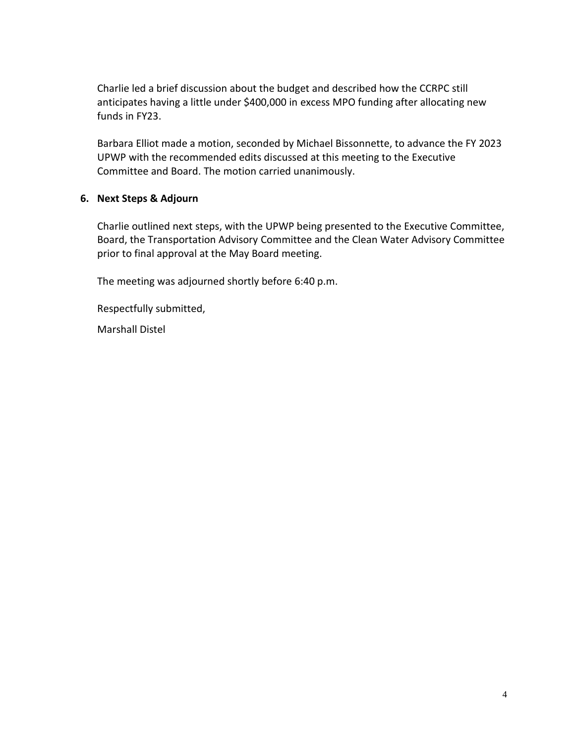Charlie led a brief discussion about the budget and described how the CCRPC still anticipates having a little under $400,000 in excess MPO funding after allocating new funds in FY23.

Barbara Elliot made a motion, seconded by Michael Bissonnette, to advance the FY 2023 UPWP with the recommended edits discussed at this meeting to the Executive Committee and Board. The motion carried unanimously.

**6. Next Steps & Adjourn**

Charlie outlined next steps, with the UPWP being presented to the Executive Committee, Board, the Transportation Advisory Committee and the Clean Water Advisory Committee prior to final approval at the May Board meeting.

The meeting was adjourned shortly before 6:40 p.m.

Respectfully submitted,

Marshall Distel